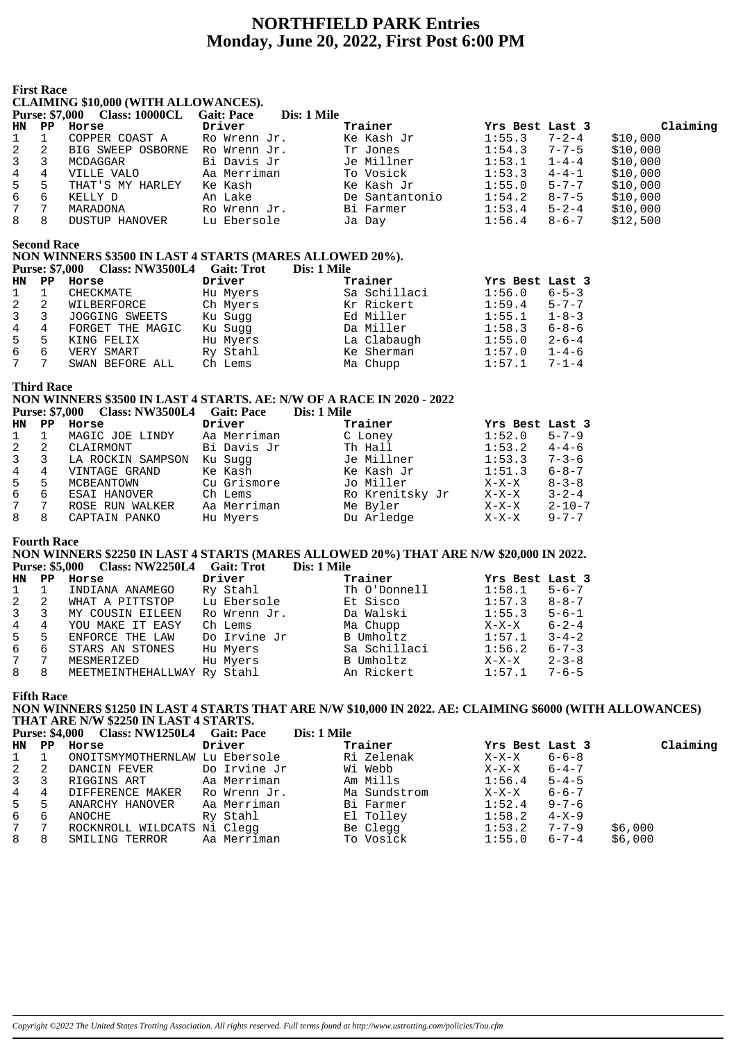# NORTHFIELD PARK Entries
# Monday, June 20, 2022, First Post 6:00 PM

**First Race**

**CLAIMING $10,000 (WITH ALLOWANCES).**

**Purse: $7,000 Class: 10000CL Gait: Pace Dis: 1 Mile**

| HN | PP | Horse | Driver | Trainer | Yrs Best | Last 3 | Claiming |
|---|---|---|---|---|---|---|---|
| 1 | 1 | COPPER COAST A | Ro Wrenn Jr. | Ke Kash Jr | 1:55.3 | 7-2-4 | $10,000 |
| 2 | 2 | BIG SWEEP OSBORNE | Ro Wrenn Jr. | Tr Jones | 1:54.3 | 7-7-5 | $10,000 |
| 3 | 3 | MCDAGGAR | Bi Davis Jr | Je Millner | 1:53.1 | 1-4-4 | $10,000 |
| 4 | 4 | VILLE VALO | Aa Merriman | To Vosick | 1:53.3 | 4-4-1 | $10,000 |
| 5 | 5 | THAT'S MY HARLEY | Ke Kash | Ke Kash Jr | 1:55.0 | 5-7-7 | $10,000 |
| 6 | 6 | KELLY D | An Lake | De Santantonio | 1:54.2 | 8-7-5 | $10,000 |
| 7 | 7 | MARADONA | Ro Wrenn Jr. | Bi Farmer | 1:53.4 | 5-2-4 | $10,000 |
| 8 | 8 | DUSTUP HANOVER | Lu Ebersole | Ja Day | 1:56.4 | 8-6-7 | $12,500 |

**Second Race**

**NON WINNERS $3500 IN LAST 4 STARTS (MARES ALLOWED 20%).**

**Purse: $7,000 Class: NW3500L4 Gait: Trot Dis: 1 Mile**

| HN | PP | Horse | Driver | Trainer | Yrs Best | Last 3 |
|---|---|---|---|---|---|---|
| 1 | 1 | CHECKMATE | Hu Myers | Sa Schillaci | 1:56.0 | 6-5-3 |
| 2 | 2 | WILBERFORCE | Ch Myers | Kr Rickert | 1:59.4 | 5-7-7 |
| 3 | 3 | JOGGING SWEETS | Ku Sugg | Ed Miller | 1:55.1 | 1-8-3 |
| 4 | 4 | FORGET THE MAGIC | Ku Sugg | Da Miller | 1:58.3 | 6-8-6 |
| 5 | 5 | KING FELIX | Hu Myers | La Clabaugh | 1:55.0 | 2-6-4 |
| 6 | 6 | VERY SMART | Ry Stahl | Ke Sherman | 1:57.0 | 1-4-6 |
| 7 | 7 | SWAN BEFORE ALL | Ch Lems | Ma Chupp | 1:57.1 | 7-1-4 |

**Third Race**

**NON WINNERS $3500 IN LAST 4 STARTS. AE: N/W OF A RACE IN 2020 - 2022**

**Purse: $7,000 Class: NW3500L4 Gait: Pace Dis: 1 Mile**

| HN | PP | Horse | Driver | Trainer | Yrs Best | Last 3 |
|---|---|---|---|---|---|---|
| 1 | 1 | MAGIC JOE LINDY | Aa Merriman | C Loney | 1:52.0 | 5-7-9 |
| 2 | 2 | CLAIRMONT | Bi Davis Jr | Th Hall | 1:53.2 | 4-4-6 |
| 3 | 3 | LA ROCKIN SAMPSON | Ku Sugg | Je Millner | 1:53.3 | 7-3-6 |
| 4 | 4 | VINTAGE GRAND | Ke Kash | Ke Kash Jr | 1:51.3 | 6-8-7 |
| 5 | 5 | MCBEANTOWN | Cu Grismore | Jo Miller | X-X-X | 8-3-8 |
| 6 | 6 | ESAI HANOVER | Ch Lems | Ro Krenitsky Jr | X-X-X | 3-2-4 |
| 7 | 7 | ROSE RUN WALKER | Aa Merriman | Me Byler | X-X-X | 2-10-7 |
| 8 | 8 | CAPTAIN PANKO | Hu Myers | Du Arledge | X-X-X | 9-7-7 |

**Fourth Race**

**NON WINNERS $2250 IN LAST 4 STARTS (MARES ALLOWED 20%) THAT ARE N/W $20,000 IN 2022.**

**Purse: $5,000 Class: NW2250L4 Gait: Trot Dis: 1 Mile**

| HN | PP | Horse | Driver | Trainer | Yrs Best | Last 3 |
|---|---|---|---|---|---|---|
| 1 | 1 | INDIANA ANAMEGO | Ry Stahl | Th O'Donnell | 1:58.1 | 5-6-7 |
| 2 | 2 | WHAT A PITTSTOP | Lu Ebersole | Et Sisco | 1:57.3 | 8-8-7 |
| 3 | 3 | MY COUSIN EILEEN | Ro Wrenn Jr. | Da Walski | 1:55.3 | 5-6-1 |
| 4 | 4 | YOU MAKE IT EASY | Ch Lems | Ma Chupp | X-X-X | 6-2-4 |
| 5 | 5 | ENFORCE THE LAW | Do Irvine Jr | B Umholtz | 1:57.1 | 3-4-2 |
| 6 | 6 | STARS AN STONES | Hu Myers | Sa Schillaci | 1:56.2 | 6-7-3 |
| 7 | 7 | MESMERIZED | Hu Myers | B Umholtz | X-X-X | 2-3-8 |
| 8 | 8 | MEETMEINTHEHALLWAY | Ry Stahl | An Rickert | 1:57.1 | 7-6-5 |

**Fifth Race**

**NON WINNERS $1250 IN LAST 4 STARTS THAT ARE N/W $10,000 IN 2022. AE: CLAIMING $6000 (WITH ALLOWANCES) THAT ARE N/W $2250 IN LAST 4 STARTS.**

**Purse: $4,000 Class: NW1250L4 Gait: Pace Dis: 1 Mile**

| HN | PP | Horse | Driver | Trainer | Yrs Best | Last 3 | Claiming |
|---|---|---|---|---|---|---|---|
| 1 | 1 | ONOITSMYMOTHERNLAW | Lu Ebersole | Ri Zelenak | X-X-X | 6-6-8 | |
| 2 | 2 | DANCIN FEVER | Do Irvine Jr | Wi Webb | X-X-X | 6-4-7 | |
| 3 | 3 | RIGGINS ART | Aa Merriman | Am Mills | 1:56.4 | 5-4-5 | |
| 4 | 4 | DIFFERENCE MAKER | Ro Wrenn Jr. | Ma Sundstrom | X-X-X | 6-6-7 | |
| 5 | 5 | ANARCHY HANOVER | Aa Merriman | Bi Farmer | 1:52.4 | 9-7-6 | |
| 6 | 6 | ANOCHE | Ry Stahl | El Tolley | 1:58.2 | 4-X-9 | |
| 7 | 7 | ROCKNROLL WILDCATS | Ni Clegg | Be Clegg | 1:53.2 | 7-7-9 | $6,000 |
| 8 | 8 | SMILING TERROR | Aa Merriman | To Vosick | 1:55.0 | 6-7-4 | $6,000 |

*Copyright ©2022 The United States Trotting Association. All rights reserved. Full terms found at http://www.ustrotting.com/policies/Tou.cfm*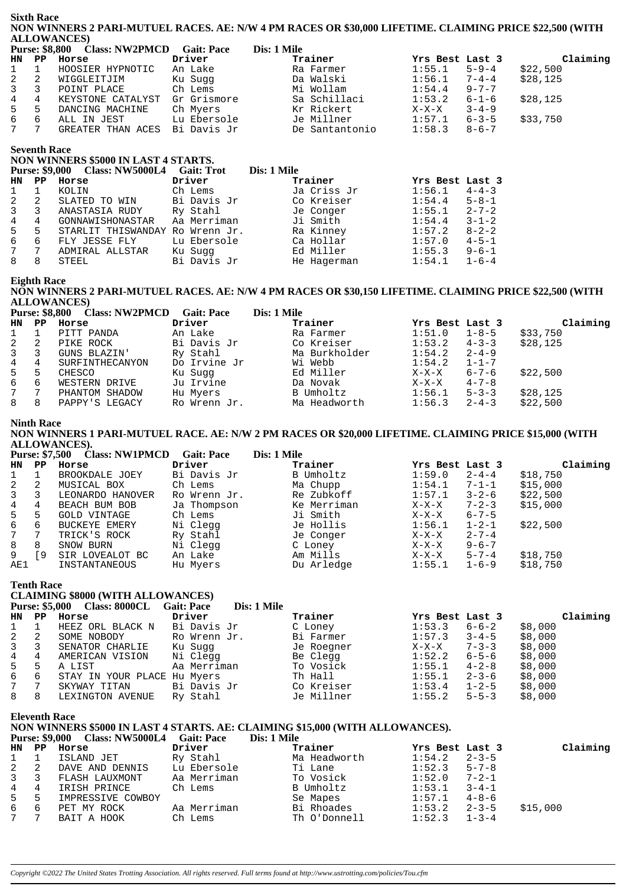## Sixth Race

**NON WINNERS 2 PARI-MUTUEL RACES. AE: N/W 4 PM RACES OR $30,000 LIFETIME. CLAIMING PRICE $22,500 (WITH ALLOWANCES)**

**Purse: $8,800 Class: NW2PMCD Gait: Pace Dis: 1 Mile**

| HN | PP | Horse | Driver | Trainer | Yrs Best | Last 3 | Claiming |
|---|---|---|---|---|---|---|---|
| 1 | 1 | HOOSIER HYPNOTIC | An Lake | Ra Farmer | 1:55.1 | 5-9-4 | $22,500 |
| 2 | 2 | WIGGLEITJIM | Ku Sugg | Da Walski | 1:56.1 | 7-4-4 | $28,125 |
| 3 | 3 | POINT PLACE | Ch Lems | Mi Wollam | 1:54.4 | 9-7-7 | |
| 4 | 4 | KEYSTONE CATALYST | Gr Grismore | Sa Schillaci | 1:53.2 | 6-1-6 | $28,125 |
| 5 | 5 | DANCING MACHINE | Ch Myers | Kr Rickert | X-X-X | 3-4-9 | |
| 6 | 6 | ALL IN JEST | Lu Ebersole | Je Miller | 1:57.1 | 6-3-5 | $33,750 |
| 7 | 7 | GREATER THAN ACES | Bi Davis Jr | De Santantonio | 1:58.3 | 8-6-7 | |

## Seventh Race

**NON WINNERS $5000 IN LAST 4 STARTS.**

**Purse: $9,000 Class: NW5000L4 Gait: Trot Dis: 1 Mile**

| HN | PP | Horse | Driver | Trainer | Yrs Best | Last 3 |
|---|---|---|---|---|---|---|
| 1 | 1 | KOLIN | Ch Lems | Ja Criss Jr | 1:56.1 | 4-4-3 |
| 2 | 2 | SLATED TO WIN | Bi Davis Jr | Co Kreiser | 1:54.4 | 5-8-1 |
| 3 | 3 | ANASTASIA RUDY | Ry Stahl | Je Conger | 1:55.1 | 2-7-2 |
| 4 | 4 | GONNAWISHONASTAR | Aa Merriman | Ji Smith | 1:54.4 | 3-1-2 |
| 5 | 5 | STARLIT THISWANDAY | Ro Wrenn Jr. | Ra Kinney | 1:57.2 | 8-2-2 |
| 6 | 6 | FLY JESSE FLY | Lu Ebersole | Ca Hollar | 1:57.0 | 4-5-1 |
| 7 | 7 | ADMIRAL ALLSTAR | Ku Sugg | Ed Miller | 1:55.3 | 9-6-1 |
| 8 | 8 | STEEL | Bi Davis Jr | He Hagerman | 1:54.1 | 1-6-4 |

## Eighth Race

**NON WINNERS 2 PARI-MUTUEL RACES. AE: N/W 4 PM RACES OR $30,150 LIFETIME. CLAIMING PRICE $22,500 (WITH ALLOWANCES)**

**Purse: $8,800 Class: NW2PMCD Gait: Pace Dis: 1 Mile**

| HN | PP | Horse | Driver | Trainer | Yrs Best | Last 3 | Claiming |
|---|---|---|---|---|---|---|---|
| 1 | 1 | PITT PANDA | An Lake | Ra Farmer | 1:51.0 | 1-8-5 | $33,750 |
| 2 | 2 | PIKE ROCK | Bi Davis Jr | Co Kreiser | 1:53.2 | 4-3-3 | $28,125 |
| 3 | 3 | GUNS BLAZIN' | Ry Stahl | Ma Burkholder | 1:54.2 | 2-4-9 | |
| 4 | 4 | SURFINTHECANYON | Do Irvine Jr | Wi Webb | 1:54.2 | 1-1-7 | |
| 5 | 5 | CHESCO | Ku Sugg | Ed Miller | X-X-X | 6-7-6 | $22,500 |
| 6 | 6 | WESTERN DRIVE | Ju Irvine | Da Novak | X-X-X | 4-7-8 | |
| 7 | 7 | PHANTOM SHADOW | Hu Myers | B Umholtz | 1:56.1 | 5-3-3 | $28,125 |
| 8 | 8 | PAPPY'S LEGACY | Ro Wrenn Jr. | Ma Headworth | 1:56.3 | 2-4-3 | $22,500 |

## Ninth Race

**NON WINNERS 1 PARI-MUTUEL RACE. AE: N/W 2 PM RACES OR $20,000 LIFETIME. CLAIMING PRICE $15,000 (WITH ALLOWANCES).**

**Purse: $7,500 Class: NW1PMCD Gait: Pace Dis: 1 Mile**

| HN | PP | Horse | Driver | Trainer | Yrs Best | Last 3 | Claiming |
|---|---|---|---|---|---|---|---|
| 1 | 1 | BROOKDALE JOEY | Bi Davis Jr | B Umholtz | 1:59.0 | 2-4-4 | $18,750 |
| 2 | 2 | MUSICAL BOX | Ch Lems | Ma Chupp | 1:54.1 | 7-1-1 | $15,000 |
| 3 | 3 | LEONARDO HANOVER | Ro Wrenn Jr. | Re Zubkoff | 1:57.1 | 3-2-6 | $22,500 |
| 4 | 4 | BEACH BUM BOB | Ja Thompson | Ke Merriman | X-X-X | 7-2-3 | $15,000 |
| 5 | 5 | GOLD VINTAGE | Ch Lems | Ji Smith | X-X-X | 6-7-5 | |
| 6 | 6 | BUCKEYE EMERY | Ni Clegg | Je Hollis | 1:56.1 | 1-2-1 | $22,500 |
| 7 | 7 | TRICK'S ROCK | Ry Stahl | Je Conger | X-X-X | 2-7-4 | |
| 8 | 8 | SNOW BURN | Ni Clegg | C Loney | X-X-X | 9-6-7 | |
| 9 | [9 | SIR LOVEALOT BC | An Lake | Am Mills | X-X-X | 5-7-4 | $18,750 |
| AE1 | | INSTANTANEOUS | Hu Myers | Du Arledge | 1:55.1 | 1-6-9 | $18,750 |

## Tenth Race

**CLAIMING $8000 (WITH ALLOWANCES)**

**Purse: $5,000 Class: 8000CL Gait: Pace Dis: 1 Mile**

| HN | PP | Horse | Driver | Trainer | Yrs Best | Last 3 | Claiming |
|---|---|---|---|---|---|---|---|
| 1 | 1 | HEEZ ORL BLACK N | Bi Davis Jr | C Loney | 1:53.3 | 6-6-2 | $8,000 |
| 2 | 2 | SOME NOBODY | Ro Wrenn Jr. | Bi Farmer | 1:57.3 | 3-4-5 | $8,000 |
| 3 | 3 | SENATOR CHARLIE | Ku Sugg | Je Roegner | X-X-X | 7-3-3 | $8,000 |
| 4 | 4 | AMERICAN VISION | Ni Clegg | Be Clegg | 1:52.2 | 6-5-6 | $8,000 |
| 5 | 5 | A LIST | Aa Merriman | To Vosick | 1:55.1 | 4-2-8 | $8,000 |
| 6 | 6 | STAY IN YOUR PLACE | Hu Myers | Th Hall | 1:55.1 | 2-3-6 | $8,000 |
| 7 | 7 | SKYWAY TITAN | Bi Davis Jr | Co Kreiser | 1:53.4 | 1-2-5 | $8,000 |
| 8 | 8 | LEXINGTON AVENUE | Ry Stahl | Je Millner | 1:55.2 | 5-5-3 | $8,000 |

## Eleventh Race

**NON WINNERS $5000 IN LAST 4 STARTS. AE: CLAIMING $15,000 (WITH ALLOWANCES).**

**Purse: $9,000 Class: NW5000L4 Gait: Pace Dis: 1 Mile**

| HN | PP | Horse | Driver | Trainer | Yrs Best | Last 3 | Claiming |
|---|---|---|---|---|---|---|---|
| 1 | 1 | ISLAND JET | Ry Stahl | Ma Headworth | 1:54.2 | 2-3-5 | |
| 2 | 2 | DAVE AND DENNIS | Lu Ebersole | Ti Lane | 1:52.3 | 5-7-8 | |
| 3 | 3 | FLASH LAUXMONT | Aa Merriman | To Vosick | 1:52.0 | 7-2-1 | |
| 4 | 4 | IRISH PRINCE | Ch Lems | B Umholtz | 1:53.1 | 3-4-1 | |
| 5 | 5 | IMPRESSIVE COWBOY | | Se Mapes | 1:57.1 | 4-8-6 | |
| 6 | 6 | PET MY ROCK | Aa Merriman | Bi Rhoades | 1:53.2 | 2-3-5 | $15,000 |
| 7 | 7 | BAIT A HOOK | Ch Lems | Th O'Donnell | 1:52.3 | 1-3-4 | |

*Copyright ©2022 The United States Trotting Association. All rights reserved. Full terms found at http://www.ustrotting.com/policies/Tou.cfm*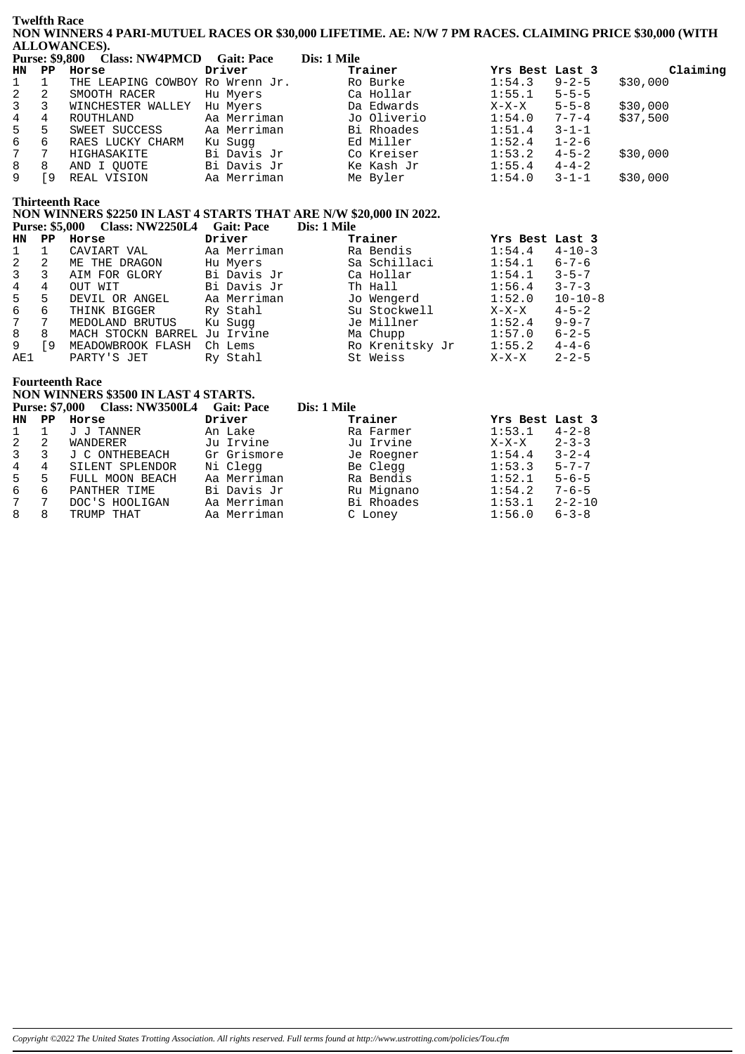## Twelfth Race

**NON WINNERS 4 PARI-MUTUEL RACES OR $30,000 LIFETIME. AE: N/W 7 PM RACES. CLAIMING PRICE $30,000 (WITH ALLOWANCES).**

**Purse: $9,800 Class: NW4PMCD Gait: Pace Dis: 1 Mile**

| HN | PP | Horse | Driver | Trainer | Yrs Best | Last 3 | Claiming |
|---|---|---|---|---|---|---|---|
| 1 | 1 | THE LEAPING COWBOY | Ro Wrenn Jr. | Ro Burke | 1:54.3 | 9-2-5 | $30,000 |
| 2 | 2 | SMOOTH RACER | Hu Myers | Ca Hollar | 1:55.1 | 5-5-5 | |
| 3 | 3 | WINCHESTER WALLEY | Hu Myers | Da Edwards | X-X-X | 5-5-8 | $30,000 |
| 4 | 4 | ROUTHLAND | Aa Merriman | Jo Oliverio | 1:54.0 | 7-7-4 | $37,500 |
| 5 | 5 | SWEET SUCCESS | Aa Merriman | Bi Rhoades | 1:51.4 | 3-1-1 | |
| 6 | 6 | RAES LUCKY CHARM | Ku Sugg | Ed Miller | 1:52.4 | 1-2-6 | |
| 7 | 7 | HIGHASAKITE | Bi Davis Jr | Co Kreiser | 1:53.2 | 4-5-2 | $30,000 |
| 8 | 8 | AND I QUOTE | Bi Davis Jr | Ke Kash Jr | 1:55.4 | 4-4-2 | |
| 9 | [9 | REAL VISION | Aa Merriman | Me Byler | 1:54.0 | 3-1-1 | $30,000 |

## Thirteenth Race

**NON WINNERS $2250 IN LAST 4 STARTS THAT ARE N/W $20,000 IN 2022.**

**Purse: $5,000 Class: NW2250L4 Gait: Pace Dis: 1 Mile**

| HN | PP | Horse | Driver | Trainer | Yrs Best | Last 3 |
|---|---|---|---|---|---|---|
| 1 | 1 | CAVIART VAL | Aa Merriman | Ra Bendis | 1:54.4 | 4-10-3 |
| 2 | 2 | ME THE DRAGON | Hu Myers | Sa Schillaci | 1:54.1 | 6-7-6 |
| 3 | 3 | AIM FOR GLORY | Bi Davis Jr | Ca Hollar | 1:54.1 | 3-5-7 |
| 4 | 4 | OUT WIT | Bi Davis Jr | Th Hall | 1:56.4 | 3-7-3 |
| 5 | 5 | DEVIL OR ANGEL | Aa Merriman | Jo Wengerd | 1:52.0 | 10-10-8 |
| 6 | 6 | THINK BIGGER | Ry Stahl | Su Stockwell | X-X-X | 4-5-2 |
| 7 | 7 | MEDOLAND BRUTUS | Ku Sugg | Je Millner | 1:52.4 | 9-9-7 |
| 8 | 8 | MACH STOCKN BARREL | Ju Irvine | Ma Chupp | 1:57.0 | 6-2-5 |
| 9 | [9 | MEADOWBROOK FLASH | Ch Lems | Ro Krenitsky Jr | 1:55.2 | 4-4-6 |
| AE1 | | PARTY'S JET | Ry Stahl | St Weiss | X-X-X | 2-2-5 |

## Fourteenth Race

**NON WINNERS $3500 IN LAST 4 STARTS.**

**Purse: $7,000 Class: NW3500L4 Gait: Pace Dis: 1 Mile**

| HN | PP | Horse | Driver | Trainer | Yrs Best | Last 3 |
|---|---|---|---|---|---|---|
| 1 | 1 | J J TANNER | An Lake | Ra Farmer | 1:53.1 | 4-2-8 |
| 2 | 2 | WANDERER | Ju Irvine | Ju Irvine | X-X-X | 2-3-3 |
| 3 | 3 | J C ONTHEBEACH | Gr Grismore | Je Roegner | 1:54.4 | 3-2-4 |
| 4 | 4 | SILENT SPLENDOR | Ni Clegg | Be Clegg | 1:53.3 | 5-7-7 |
| 5 | 5 | FULL MOON BEACH | Aa Merriman | Ra Bendis | 1:52.1 | 5-6-5 |
| 6 | 6 | PANTHER TIME | Bi Davis Jr | Ru Mignano | 1:54.2 | 7-6-5 |
| 7 | 7 | DOC'S HOOLIGAN | Aa Merriman | Bi Rhoades | 1:53.1 | 2-2-10 |
| 8 | 8 | TRUMP THAT | Aa Merriman | C Loney | 1:56.0 | 6-3-8 |

*Copyright ©2022 The United States Trotting Association. All rights reserved. Full terms found at http://www.ustrotting.com/policies/Tou.cfm*